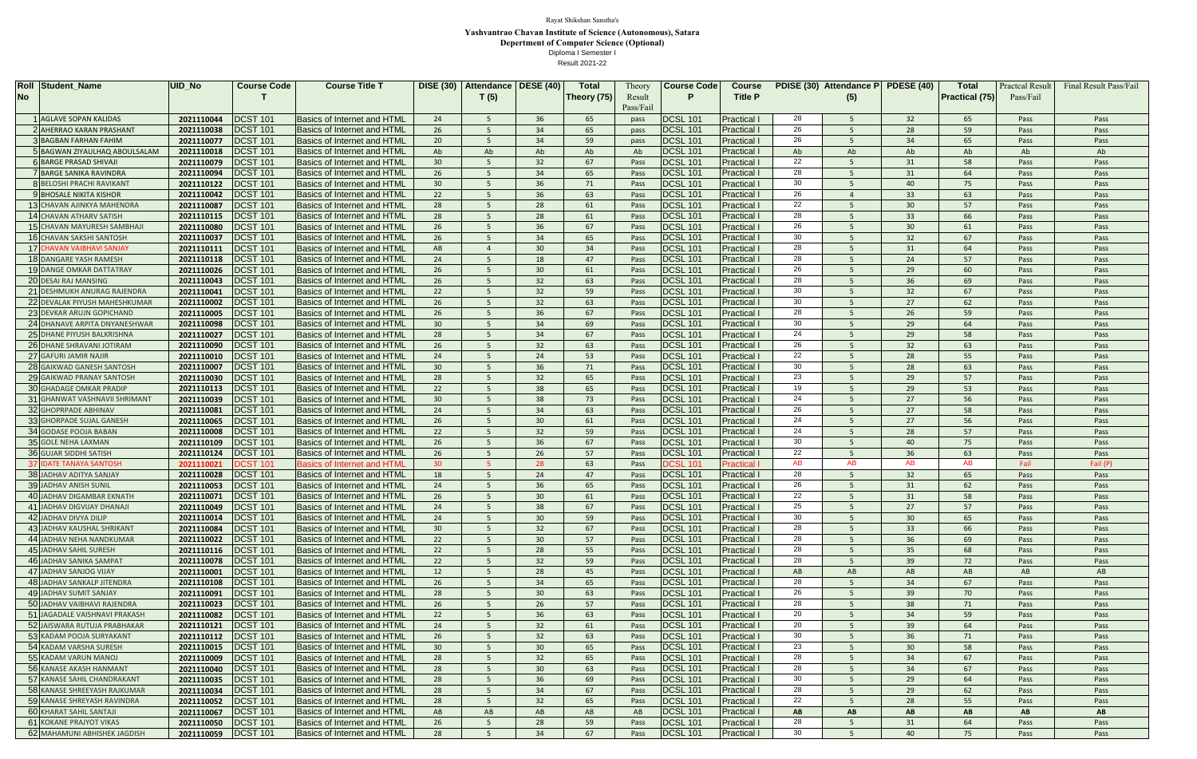Rayat Shikshan Sanstha's

**Yashvantrao Chavan Institute of Science (Autonomous), Satara**

**Depertment of Computer Science (Optional)**

Diploma I Semester I

Result 2021-22

| Roll No | Student_Name | UID_No | Course Code T | Course Title T | DISE (30) | Attendance T (5) | DESE (40) | Total Theory (75) | Theory Result Pass/Fail | Course Code P | Course Title P | PDISE (30) | Attendance P (5) | PDESE (40) | Total Practical (75) | Practcal Result Pass/Fail | Final Result Pass/Fail |
|---|---|---|---|---|---|---|---|---|---|---|---|---|---|---|---|---|---|
| 1 | AGLAVE SOPAN KALIDAS | 2021110044 | DCST 101 | Basics of Internet and HTML | 24 | 5 | 36 | 65 | pass | DCSL 101 | Practical I | 28 | 5 | 32 | 65 | Pass | Pass |
| 2 | AHERRAO KARAN PRASHANT | 2021110038 | DCST 101 | Basics of Internet and HTML | 26 | 5 | 34 | 65 | pass | DCSL 101 | Practical I | 26 | 5 | 28 | 59 | Pass | Pass |
| 3 | BAGBAN FARHAN FAHIM | 2021110077 | DCST 101 | Basics of Internet and HTML | 20 | 5 | 34 | 59 | pass | DCSL 101 | Practical I | 26 | 5 | 34 | 65 | Pass | Pass |
| 5 | BAGWAN ZIYAULHAQ ABOULSALAM | 2021110018 | DCST 101 | Basics of Internet and HTML | Ab | Ab | Ab | Ab | Ab | DCSL 101 | Practical I | Ab | Ab | Ab | Ab | Ab | Ab |
| 6 | BARGE PRASAD SHIVAJI | 2021110079 | DCST 101 | Basics of Internet and HTML | 30 | 5 | 32 | 67 | Pass | DCSL 101 | Practical I | 22 | 5 | 31 | 58 | Pass | Pass |
| 7 | BARGE SANIKA RAVINDRA | 2021110094 | DCST 101 | Basics of Internet and HTML | 26 | 5 | 34 | 65 | Pass | DCSL 101 | Practical I | 28 | 5 | 31 | 64 | Pass | Pass |
| 8 | BELOSHI PRACHI RAVIKANT | 2021110122 | DCST 101 | Basics of Internet and HTML | 30 | 5 | 36 | 71 | Pass | DCSL 101 | Practical I | 30 | 5 | 40 | 75 | Pass | Pass |
| 9 | BHOSALE NIKITA KISHOR | 2021110042 | DCST 101 | Basics of Internet and HTML | 22 | 5 | 36 | 63 | Pass | DCSL 101 | Practical I | 26 | 4 | 33 | 63 | Pass | Pass |
| 13 | CHAVAN AJINKYA MAHENDRA | 2021110087 | DCST 101 | Basics of Internet and HTML | 28 | 5 | 28 | 61 | Pass | DCSL 101 | Practical I | 22 | 5 | 30 | 57 | Pass | Pass |
| 14 | CHAVAN ATHARV SATISH | 2021110115 | DCST 101 | Basics of Internet and HTML | 28 | 5 | 28 | 61 | Pass | DCSL 101 | Practical I | 28 | 5 | 33 | 66 | Pass | Pass |
| 15 | CHAVAN MAYURESH SAMBHAJI | 2021110080 | DCST 101 | Basics of Internet and HTML | 26 | 5 | 36 | 67 | Pass | DCSL 101 | Practical I | 26 | 5 | 30 | 61 | Pass | Pass |
| 16 | CHAVAN SAKSHI SANTOSH | 2021110037 | DCST 101 | Basics of Internet and HTML | 26 | 5 | 34 | 65 | Pass | DCSL 101 | Practical I | 30 | 5 | 32 | 67 | Pass | Pass |
| 17 | CHAVAN VAIBHAVI SANJAY | 2021110111 | DCST 101 | Basics of Internet and HTML | AB | 4 | 30 | 34 | Pass | DCSL 101 | Practical I | 28 | 5 | 31 | 64 | Pass | Pass |
| 18 | DANGARE YASH RAMESH | 2021110118 | DCST 101 | Basics of Internet and HTML | 24 | 5 | 18 | 47 | Pass | DCSL 101 | Practical I | 28 | 5 | 24 | 57 | Pass | Pass |
| 19 | DANGE OMKAR DATTATRAY | 2021110026 | DCST 101 | Basics of Internet and HTML | 26 | 5 | 30 | 61 | Pass | DCSL 101 | Practical I | 26 | 5 | 29 | 60 | Pass | Pass |
| 20 | DESAI RAJ MANSING | 2021110043 | DCST 101 | Basics of Internet and HTML | 26 | 5 | 32 | 63 | Pass | DCSL 101 | Practical I | 28 | 5 | 36 | 69 | Pass | Pass |
| 21 | DESHMUKH ANURAG RAJENDRA | 2021110041 | DCST 101 | Basics of Internet and HTML | 22 | 5 | 32 | 59 | Pass | DCSL 101 | Practical I | 30 | 5 | 32 | 67 | Pass | Pass |
| 22 | DEVALAK PIYUSH MAHESHKUMAR | 2021110002 | DCST 101 | Basics of Internet and HTML | 26 | 5 | 32 | 63 | Pass | DCSL 101 | Practical I | 30 | 5 | 27 | 62 | Pass | Pass |
| 23 | DEVKAR ARUJN GOPICHAND | 2021110005 | DCST 101 | Basics of Internet and HTML | 26 | 5 | 36 | 67 | Pass | DCSL 101 | Practical I | 28 | 5 | 26 | 59 | Pass | Pass |
| 24 | DHANAVE ARPITA DNYANESHWAR | 2021110098 | DCST 101 | Basics of Internet and HTML | 30 | 5 | 34 | 69 | Pass | DCSL 101 | Practical I | 30 | 5 | 29 | 64 | Pass | Pass |
| 25 | DHANE PIYUSH BALKRISHNA | 2021110027 | DCST 101 | Basics of Internet and HTML | 28 | 5 | 34 | 67 | Pass | DCSL 101 | Practical I | 24 | 5 | 29 | 58 | Pass | Pass |
| 26 | DHANE SHRAVANI JOTIRAM | 2021110090 | DCST 101 | Basics of Internet and HTML | 26 | 5 | 32 | 63 | Pass | DCSL 101 | Practical I | 26 | 5 | 32 | 63 | Pass | Pass |
| 27 | GAFURI JAMIR NAJIR | 2021110010 | DCST 101 | Basics of Internet and HTML | 24 | 5 | 24 | 53 | Pass | DCSL 101 | Practical I | 22 | 5 | 28 | 55 | Pass | Pass |
| 28 | GAIKWAD GANESH SANTOSH | 2021110007 | DCST 101 | Basics of Internet and HTML | 30 | 5 | 36 | 71 | Pass | DCSL 101 | Practical I | 30 | 5 | 28 | 63 | Pass | Pass |
| 29 | GAIKWAD PRANAY SANTOSH | 2021110030 | DCST 101 | Basics of Internet and HTML | 28 | 5 | 32 | 65 | Pass | DCSL 101 | Practical I | 23 | 5 | 29 | 57 | Pass | Pass |
| 30 | GHADAGE OMKAR PRADIP | 2021110113 | DCST 101 | Basics of Internet and HTML | 22 | 5 | 38 | 65 | Pass | DCSL 101 | Practical I | 19 | 5 | 29 | 53 | Pass | Pass |
| 31 | GHANWAT VASHNAVII SHRIMANT | 2021110039 | DCST 101 | Basics of Internet and HTML | 30 | 5 | 38 | 73 | Pass | DCSL 101 | Practical I | 24 | 5 | 27 | 56 | Pass | Pass |
| 32 | GHOPRPADE ABHINAV | 2021110081 | DCST 101 | Basics of Internet and HTML | 24 | 5 | 34 | 63 | Pass | DCSL 101 | Practical I | 26 | 5 | 27 | 58 | Pass | Pass |
| 33 | GHORPADE SUJAL GANESH | 2021110065 | DCST 101 | Basics of Internet and HTML | 26 | 5 | 30 | 61 | Pass | DCSL 101 | Practical I | 24 | 5 | 27 | 56 | Pass | Pass |
| 34 | GODASE POOJA BABAN | 2021110008 | DCST 101 | Basics of Internet and HTML | 22 | 5 | 32 | 59 | Pass | DCSL 101 | Practical I | 24 | 5 | 28 | 57 | Pass | Pass |
| 35 | GOLE NEHA LAXMAN | 2021110109 | DCST 101 | Basics of Internet and HTML | 26 | 5 | 36 | 67 | Pass | DCSL 101 | Practical I | 30 | 5 | 40 | 75 | Pass | Pass |
| 36 | GUJAR SIDDHI SATISH | 2021110124 | DCST 101 | Basics of Internet and HTML | 26 | 5 | 26 | 57 | Pass | DCSL 101 | Practical I | 22 | 5 | 36 | 63 | Pass | Pass |
| 37 | IDATE TANAYA SANTOSH | 2021110021 | DCST 101 | Basics of Internet and HTML | 30 | 5 | 28 | 63 | Pass | DCSL 101 | Practical I | AB | AB | AB | AB | Fail | Fail (P) |
| 38 | JADHAV ADITYA SANJAY | 2021110028 | DCST 101 | Basics of Internet and HTML | 18 | 5 | 24 | 47 | Pass | DCSL 101 | Practical I | 28 | 5 | 32 | 65 | Pass | Pass |
| 39 | JADHAV ANISH SUNIL | 2021110053 | DCST 101 | Basics of Internet and HTML | 24 | 5 | 36 | 65 | Pass | DCSL 101 | Practical I | 26 | 5 | 31 | 62 | Pass | Pass |
| 40 | JADHAV DIGAMBAR EKNATH | 2021110071 | DCST 101 | Basics of Internet and HTML | 26 | 5 | 30 | 61 | Pass | DCSL 101 | Practical I | 22 | 5 | 31 | 58 | Pass | Pass |
| 41 | JADHAV DIGVIJAY DHANAJI | 2021110049 | DCST 101 | Basics of Internet and HTML | 24 | 5 | 38 | 67 | Pass | DCSL 101 | Practical I | 25 | 5 | 27 | 57 | Pass | Pass |
| 42 | JADHAV DIVYA DILIP | 2021110014 | DCST 101 | Basics of Internet and HTML | 24 | 5 | 30 | 59 | Pass | DCSL 101 | Practical I | 30 | 5 | 30 | 65 | Pass | Pass |
| 43 | JADHAV KAUSHAL SHRIKANT | 2021110084 | DCST 101 | Basics of Internet and HTML | 30 | 5 | 32 | 67 | Pass | DCSL 101 | Practical I | 28 | 5 | 33 | 66 | Pass | Pass |
| 44 | JADHAV NEHA NANDKUMAR | 2021110022 | DCST 101 | Basics of Internet and HTML | 22 | 5 | 30 | 57 | Pass | DCSL 101 | Practical I | 28 | 5 | 36 | 69 | Pass | Pass |
| 45 | JADHAV SAHIL SURESH | 2021110116 | DCST 101 | Basics of Internet and HTML | 22 | 5 | 28 | 55 | Pass | DCSL 101 | Practical I | 28 | 5 | 35 | 68 | Pass | Pass |
| 46 | JADHAV SANIKA SAMPAT | 2021110078 | DCST 101 | Basics of Internet and HTML | 22 | 5 | 32 | 59 | Pass | DCSL 101 | Practical I | 28 | 5 | 39 | 72 | Pass | Pass |
| 47 | JADHAV SANJOG VIJAY | 2021110001 | DCST 101 | Basics of Internet and HTML | 12 | 5 | 28 | 45 | Pass | DCSL 101 | Practical I | AB | AB | AB | AB | AB | AB |
| 48 | JADHAV SANKALP JITENDRA | 2021110108 | DCST 101 | Basics of Internet and HTML | 26 | 5 | 34 | 65 | Pass | DCSL 101 | Practical I | 28 | 5 | 34 | 67 | Pass | Pass |
| 49 | JADHAV SUMIT SANJAY | 2021110091 | DCST 101 | Basics of Internet and HTML | 28 | 5 | 30 | 63 | Pass | DCSL 101 | Practical I | 26 | 5 | 39 | 70 | Pass | Pass |
| 50 | JADHAV VAIBHAVI RAJENDRA | 2021110023 | DCST 101 | Basics of Internet and HTML | 26 | 5 | 26 | 57 | Pass | DCSL 101 | Practical I | 28 | 5 | 38 | 71 | Pass | Pass |
| 51 | JAGADALE VAISHNAVI PRAKASH | 2021110082 | DCST 101 | Basics of Internet and HTML | 22 | 5 | 36 | 63 | Pass | DCSL 101 | Practical I | 20 | 5 | 34 | 59 | Pass | Pass |
| 52 | JAISWARA RUTUJA PRABHAKAR | 2021110121 | DCST 101 | Basics of Internet and HTML | 24 | 5 | 32 | 61 | Pass | DCSL 101 | Practical I | 20 | 5 | 39 | 64 | Pass | Pass |
| 53 | KADAM POOJA SURYAKANT | 2021110112 | DCST 101 | Basics of Internet and HTML | 26 | 5 | 32 | 63 | Pass | DCSL 101 | Practical I | 30 | 5 | 36 | 71 | Pass | Pass |
| 54 | KADAM VARSHA SURESH | 2021110015 | DCST 101 | Basics of Internet and HTML | 30 | 5 | 30 | 65 | Pass | DCSL 101 | Practical I | 23 | 5 | 30 | 58 | Pass | Pass |
| 55 | KADAM VARUN MANOJ | 2021110009 | DCST 101 | Basics of Internet and HTML | 28 | 5 | 32 | 65 | Pass | DCSL 101 | Practical I | 28 | 5 | 34 | 67 | Pass | Pass |
| 56 | KANASE AKASH HANMANT | 2021110040 | DCST 101 | Basics of Internet and HTML | 28 | 5 | 30 | 63 | Pass | DCSL 101 | Practical I | 28 | 5 | 34 | 67 | Pass | Pass |
| 57 | KANASE SAHIL CHANDRAKANT | 2021110035 | DCST 101 | Basics of Internet and HTML | 28 | 5 | 36 | 69 | Pass | DCSL 101 | Practical I | 30 | 5 | 29 | 64 | Pass | Pass |
| 58 | KANASE SHREEYASH RAJKUMAR | 2021110034 | DCST 101 | Basics of Internet and HTML | 28 | 5 | 34 | 67 | Pass | DCSL 101 | Practical I | 28 | 5 | 29 | 62 | Pass | Pass |
| 59 | KANASE SHREYASH RAVINDRA | 2021110052 | DCST 101 | Basics of Internet and HTML | 28 | 5 | 32 | 65 | Pass | DCSL 101 | Practical I | 22 | 5 | 28 | 55 | Pass | Pass |
| 60 | KHARAT SAHIL SANTAJI | 2021110067 | DCST 101 | Basics of Internet and HTML | AB | AB | AB | AB | AB | DCSL 101 | Practical I | AB | AB | AB | AB | AB | AB |
| 61 | KOKANE PRAJYOT VIKAS | 2021110050 | DCST 101 | Basics of Internet and HTML | 26 | 5 | 28 | 59 | Pass | DCSL 101 | Practical I | 28 | 5 | 31 | 64 | Pass | Pass |
| 62 | MAHAMUNI ABHISHEK JAGDISH | 2021110059 | DCST 101 | Basics of Internet and HTML | 28 | 5 | 34 | 67 | Pass | DCSL 101 | Practical I | 30 | 5 | 40 | 75 | Pass | Pass |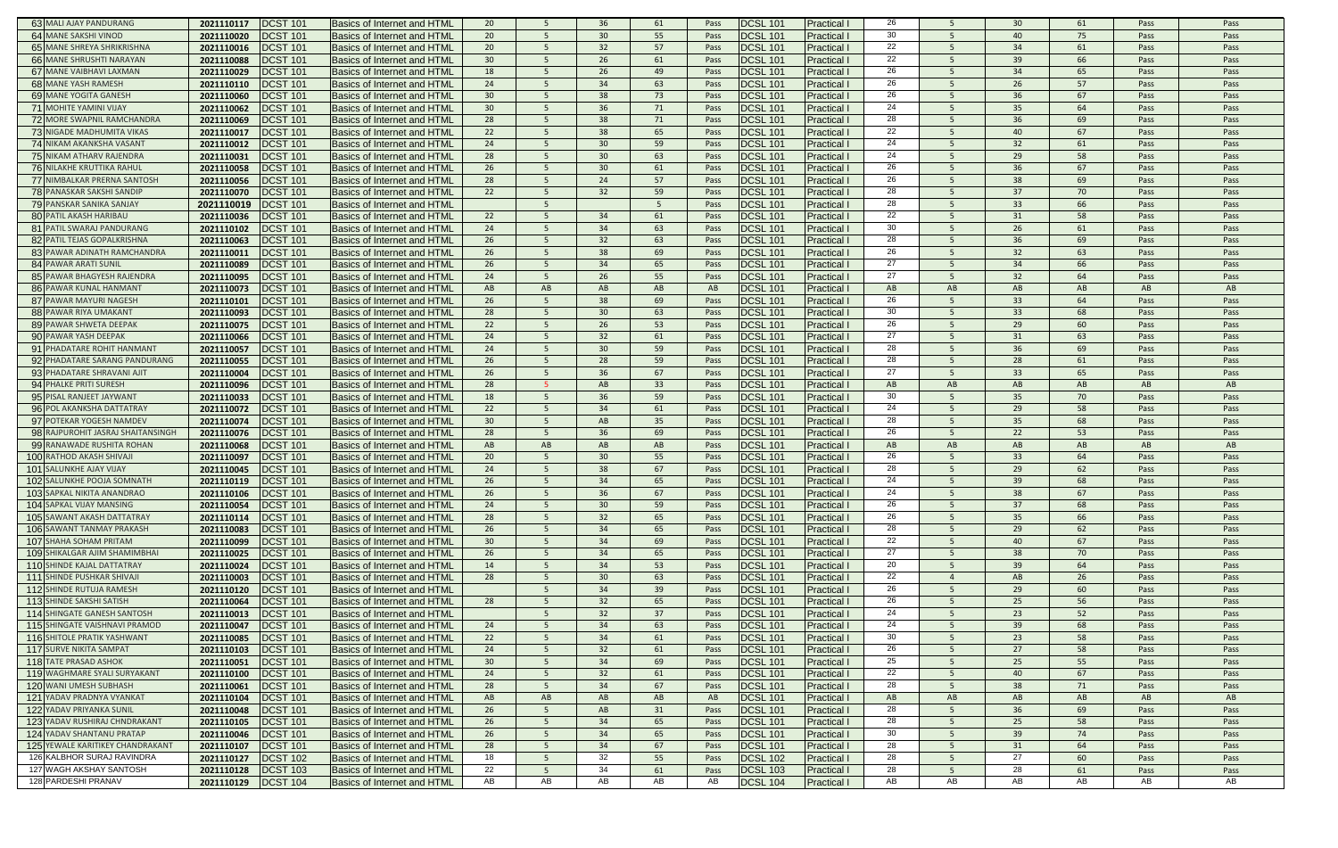| | | | | | | | | | | | | | | | | | |
|---|---|---|---|---|---|---|---|---|---|---|---|---|---|---|---|---|---|
| 63 | MALI AJAY PANDURANG | 2021110117 | DCST 101 | Basics of Internet and HTML | 20 | 5 | 36 | 61 | Pass | DCSL 101 | Practical I | 26 | 5 | 30 | 61 | Pass | Pass |
| 64 | MANE SAKSHI VINOD | 2021110020 | DCST 101 | Basics of Internet and HTML | 20 | 5 | 30 | 55 | Pass | DCSL 101 | Practical I | 30 | 5 | 40 | 75 | Pass | Pass |
| 65 | MANE SHREYA SHRIKRISHNA | 2021110016 | DCST 101 | Basics of Internet and HTML | 20 | 5 | 32 | 57 | Pass | DCSL 101 | Practical I | 22 | 5 | 34 | 61 | Pass | Pass |
| 66 | MANE SHRUSHTI NARAYAN | 2021110088 | DCST 101 | Basics of Internet and HTML | 30 | 5 | 26 | 61 | Pass | DCSL 101 | Practical I | 22 | 5 | 39 | 66 | Pass | Pass |
| 67 | MANE VAIBHAVI LAXMAN | 2021110029 | DCST 101 | Basics of Internet and HTML | 18 | 5 | 26 | 49 | Pass | DCSL 101 | Practical I | 26 | 5 | 34 | 65 | Pass | Pass |
| 68 | MANE YASH RAMESH | 2021110110 | DCST 101 | Basics of Internet and HTML | 24 | 5 | 34 | 63 | Pass | DCSL 101 | Practical I | 26 | 5 | 26 | 57 | Pass | Pass |
| 69 | MANE YOGITA GANESH | 2021110060 | DCST 101 | Basics of Internet and HTML | 30 | 5 | 38 | 73 | Pass | DCSL 101 | Practical I | 26 | 5 | 36 | 67 | Pass | Pass |
| 71 | MOHITE YAMINI VIJAY | 2021110062 | DCST 101 | Basics of Internet and HTML | 30 | 5 | 36 | 71 | Pass | DCSL 101 | Practical I | 24 | 5 | 35 | 64 | Pass | Pass |
| 72 | MORE SWAPNIL RAMCHANDRA | 2021110069 | DCST 101 | Basics of Internet and HTML | 28 | 5 | 38 | 71 | Pass | DCSL 101 | Practical I | 28 | 5 | 36 | 69 | Pass | Pass |
| 73 | NIGADE MADHUMITA VIKAS | 2021110017 | DCST 101 | Basics of Internet and HTML | 22 | 5 | 38 | 65 | Pass | DCSL 101 | Practical I | 22 | 5 | 40 | 67 | Pass | Pass |
| 74 | NIKAM AKANKSHA VASANT | 2021110012 | DCST 101 | Basics of Internet and HTML | 24 | 5 | 30 | 59 | Pass | DCSL 101 | Practical I | 24 | 5 | 32 | 61 | Pass | Pass |
| 75 | NIKAM ATHARV RAJENDRA | 2021110031 | DCST 101 | Basics of Internet and HTML | 28 | 5 | 30 | 63 | Pass | DCSL 101 | Practical I | 24 | 5 | 29 | 58 | Pass | Pass |
| 76 | NILAKHE KRUTTIKA RAHUL | 2021110058 | DCST 101 | Basics of Internet and HTML | 26 | 5 | 30 | 61 | Pass | DCSL 101 | Practical I | 26 | 5 | 36 | 67 | Pass | Pass |
| 77 | NIMBALKAR PRERNA SANTOSH | 2021110056 | DCST 101 | Basics of Internet and HTML | 28 | 5 | 24 | 57 | Pass | DCSL 101 | Practical I | 26 | 5 | 38 | 69 | Pass | Pass |
| 78 | PANASKAR SAKSHI SANDIP | 2021110070 | DCST 101 | Basics of Internet and HTML | 22 | 5 | 32 | 59 | Pass | DCSL 101 | Practical I | 28 | 5 | 37 | 70 | Pass | Pass |
| 79 | PANSKAR SANIKA SANJAY | 20211110019 | DCST 101 | Basics of Internet and HTML | | 5 | | 5 | Pass | DCSL 101 | Practical I | 28 | 5 | 33 | 66 | Pass | Pass |
| 80 | PATIL AKASH HARIBAU | 2021110036 | DCST 101 | Basics of Internet and HTML | 22 | 5 | 34 | 61 | Pass | DCSL 101 | Practical I | 22 | 5 | 31 | 58 | Pass | Pass |
| 81 | PATIL SWARAJ PANDURANG | 2021110102 | DCST 101 | Basics of Internet and HTML | 24 | 5 | 34 | 63 | Pass | DCSL 101 | Practical I | 30 | 5 | 26 | 61 | Pass | Pass |
| 82 | PATIL TEJAS GOPALKRISHNA | 2021110063 | DCST 101 | Basics of Internet and HTML | 26 | 5 | 32 | 63 | Pass | DCSL 101 | Practical I | 28 | 5 | 36 | 69 | Pass | Pass |
| 83 | PAWAR ADINATH RAMCHANDRA | 2021110011 | DCST 101 | Basics of Internet and HTML | 26 | 5 | 38 | 69 | Pass | DCSL 101 | Practical I | 26 | 5 | 32 | 63 | Pass | Pass |
| 84 | PAWAR ARATI SUNIL | 2021110089 | DCST 101 | Basics of Internet and HTML | 26 | 5 | 34 | 65 | Pass | DCSL 101 | Practical I | 27 | 5 | 34 | 66 | Pass | Pass |
| 85 | PAWAR BHAGYESH RAJENDRA | 2021110095 | DCST 101 | Basics of Internet and HTML | 24 | 5 | 26 | 55 | Pass | DCSL 101 | Practical I | 27 | 5 | 32 | 64 | Pass | Pass |
| 86 | PAWAR KUNAL HANMANT | 2021110073 | DCST 101 | Basics of Internet and HTML | AB | AB | AB | AB | AB | DCSL 101 | Practical I | AB | AB | AB | AB | AB | AB |
| 87 | PAWAR MAYURI NAGESH | 2021110101 | DCST 101 | Basics of Internet and HTML | 26 | 5 | 38 | 69 | Pass | DCSL 101 | Practical I | 26 | 5 | 33 | 64 | Pass | Pass |
| 88 | PAWAR RIYA UMAKANT | 2021110093 | DCST 101 | Basics of Internet and HTML | 28 | 5 | 30 | 63 | Pass | DCSL 101 | Practical I | 30 | 5 | 33 | 68 | Pass | Pass |
| 89 | PAWAR SHWETA DEEPAK | 2021110075 | DCST 101 | Basics of Internet and HTML | 22 | 5 | 26 | 53 | Pass | DCSL 101 | Practical I | 26 | 5 | 29 | 60 | Pass | Pass |
| 90 | PAWAR YASH DEEPAK | 2021110066 | DCST 101 | Basics of Internet and HTML | 24 | 5 | 32 | 61 | Pass | DCSL 101 | Practical I | 27 | 5 | 31 | 63 | Pass | Pass |
| 91 | PHADATARE ROHIT HANMANT | 2021110057 | DCST 101 | Basics of Internet and HTML | 24 | 5 | 30 | 59 | Pass | DCSL 101 | Practical I | 28 | 5 | 36 | 69 | Pass | Pass |
| 92 | PHADATARE SARANG PANDURANG | 2021110055 | DCST 101 | Basics of Internet and HTML | 26 | 5 | 28 | 59 | Pass | DCSL 101 | Practical I | 28 | 5 | 28 | 61 | Pass | Pass |
| 93 | PHADATARE SHRAVANI AJIT | 2021110004 | DCST 101 | Basics of Internet and HTML | 26 | 5 | 36 | 67 | Pass | DCSL 101 | Practical I | 27 | 5 | 33 | 65 | Pass | Pass |
| 94 | PHALKE PRITI SURESH | 2021110096 | DCST 101 | Basics of Internet and HTML | 28 | 5 | AB | 33 | Pass | DCSL 101 | Practical I | AB | AB | AB | AB | AB | AB |
| 95 | PISAL RANJEET JAYWANT | 2021110033 | DCST 101 | Basics of Internet and HTML | 18 | 5 | 36 | 59 | Pass | DCSL 101 | Practical I | 30 | 5 | 35 | 70 | Pass | Pass |
| 96 | POL AKANKSHA DATTATRAY | 2021110072 | DCST 101 | Basics of Internet and HTML | 22 | 5 | 34 | 61 | Pass | DCSL 101 | Practical I | 24 | 5 | 29 | 58 | Pass | Pass |
| 97 | POTEKAR YOGESH NAMDEV | 2021110074 | DCST 101 | Basics of Internet and HTML | 30 | 5 | AB | 35 | Pass | DCSL 101 | Practical I | 28 | 5 | 35 | 68 | Pass | Pass |
| 98 | RAJPUROHIT JASRAJ SHAITANSINGH | 2021110076 | DCST 101 | Basics of Internet and HTML | 28 | 5 | 36 | 69 | Pass | DCSL 101 | Practical I | 26 | 5 | 22 | 53 | Pass | Pass |
| 99 | RANAWADE RUSHITA ROHAN | 2021110068 | DCST 101 | Basics of Internet and HTML | AB | AB | AB | AB | Pass | DCSL 101 | Practical I | AB | AB | AB | AB | AB | AB |
| 100 | RATHOD AKASH SHIVAJI | 2021110097 | DCST 101 | Basics of Internet and HTML | 20 | 5 | 30 | 55 | Pass | DCSL 101 | Practical I | 26 | 5 | 33 | 64 | Pass | Pass |
| 101 | SALUNKHE AJAY VIJAY | 2021110045 | DCST 101 | Basics of Internet and HTML | 24 | 5 | 38 | 67 | Pass | DCSL 101 | Practical I | 28 | 5 | 29 | 62 | Pass | Pass |
| 102 | SALUNKHE POOJA SOMNATH | 2021110119 | DCST 101 | Basics of Internet and HTML | 26 | 5 | 34 | 65 | Pass | DCSL 101 | Practical I | 24 | 5 | 39 | 68 | Pass | Pass |
| 103 | SAPKAL NIKITA ANANDRAO | 2021110106 | DCST 101 | Basics of Internet and HTML | 26 | 5 | 36 | 67 | Pass | DCSL 101 | Practical I | 24 | 5 | 38 | 67 | Pass | Pass |
| 104 | SAPKAL VIJAY MANSING | 2021110054 | DCST 101 | Basics of Internet and HTML | 24 | 5 | 30 | 59 | Pass | DCSL 101 | Practical I | 26 | 5 | 37 | 68 | Pass | Pass |
| 105 | SAWANT AKASH DATTATRAY | 2021110114 | DCST 101 | Basics of Internet and HTML | 28 | 5 | 32 | 65 | Pass | DCSL 101 | Practical I | 26 | 5 | 35 | 66 | Pass | Pass |
| 106 | SAWANT TANMAY PRAKASH | 2021110083 | DCST 101 | Basics of Internet and HTML | 26 | 5 | 34 | 65 | Pass | DCSL 101 | Practical I | 28 | 5 | 29 | 62 | Pass | Pass |
| 107 | SHAHA SOHAM PRITAM | 2021110099 | DCST 101 | Basics of Internet and HTML | 30 | 5 | 34 | 69 | Pass | DCSL 101 | Practical I | 22 | 5 | 40 | 67 | Pass | Pass |
| 109 | SHIKALGAR AJIM SHAMIMBHAI | 2021110025 | DCST 101 | Basics of Internet and HTML | 26 | 5 | 34 | 65 | Pass | DCSL 101 | Practical I | 27 | 5 | 38 | 70 | Pass | Pass |
| 110 | SHINDE KAJAL DATTATRAY | 2021110024 | DCST 101 | Basics of Internet and HTML | 14 | 5 | 34 | 53 | Pass | DCSL 101 | Practical I | 20 | 5 | 39 | 64 | Pass | Pass |
| 111 | SHINDE PUSHKAR SHIVAJI | 2021110003 | DCST 101 | Basics of Internet and HTML | 28 | 5 | 30 | 63 | Pass | DCSL 101 | Practical I | 22 | 4 | AB | 26 | Pass | Pass |
| 112 | SHINDE RUTUJA RAMESH | 2021110120 | DCST 101 | Basics of Internet and HTML | | 5 | 34 | 39 | Pass | DCSL 101 | Practical I | 26 | 5 | 29 | 60 | Pass | Pass |
| 113 | SHINDE SAKSHI SATISH | 2021110064 | DCST 101 | Basics of Internet and HTML | 28 | 5 | 32 | 65 | Pass | DCSL 101 | Practical I | 26 | 5 | 25 | 56 | Pass | Pass |
| 114 | SHINGATE GANESH SANTOSH | 2021110013 | DCST 101 | Basics of Internet and HTML | | 5 | 32 | 37 | Pass | DCSL 101 | Practical I | 24 | 5 | 23 | 52 | Pass | Pass |
| 115 | SHINGATE VAISHNAVI PRAMOD | 2021110047 | DCST 101 | Basics of Internet and HTML | 24 | 5 | 34 | 63 | Pass | DCSL 101 | Practical I | 24 | 5 | 39 | 68 | Pass | Pass |
| 116 | SHITOLE PRATIK YASHWANT | 2021110085 | DCST 101 | Basics of Internet and HTML | 22 | 5 | 34 | 61 | Pass | DCSL 101 | Practical I | 30 | 5 | 23 | 58 | Pass | Pass |
| 117 | SURVE NIKITA SAMPAT | 2021110103 | DCST 101 | Basics of Internet and HTML | 24 | 5 | 32 | 61 | Pass | DCSL 101 | Practical I | 26 | 5 | 27 | 58 | Pass | Pass |
| 118 | TATE PRASAD ASHOK | 2021110051 | DCST 101 | Basics of Internet and HTML | 30 | 5 | 34 | 69 | Pass | DCSL 101 | Practical I | 25 | 5 | 25 | 55 | Pass | Pass |
| 119 | WAGHMARE SYALI SURYAKANT | 2021110100 | DCST 101 | Basics of Internet and HTML | 24 | 5 | 32 | 61 | Pass | DCSL 101 | Practical I | 22 | 5 | 40 | 67 | Pass | Pass |
| 120 | WANI UMESH SUBHASH | 2021110061 | DCST 101 | Basics of Internet and HTML | 28 | 5 | 34 | 67 | Pass | DCSL 101 | Practical I | 28 | 5 | 38 | 71 | Pass | Pass |
| 121 | YADAV PRADNYA VYANKAT | 2021110104 | DCST 101 | Basics of Internet and HTML | AB | AB | AB | AB | AB | DCSL 101 | Practical I | AB | AB | AB | AB | AB | AB |
| 122 | YADAV PRIYANKA SUNIL | 2021110048 | DCST 101 | Basics of Internet and HTML | 26 | 5 | AB | 31 | Pass | DCSL 101 | Practical I | 28 | 5 | 36 | 69 | Pass | Pass |
| 123 | YADAV RUSHIRAJ CHNDRAKANT | 2021110105 | DCST 101 | Basics of Internet and HTML | 26 | 5 | 34 | 65 | Pass | DCSL 101 | Practical I | 28 | 5 | 25 | 58 | Pass | Pass |
| 124 | YADAV SHANTANU PRATAP | 2021110046 | DCST 101 | Basics of Internet and HTML | 26 | 5 | 34 | 65 | Pass | DCSL 101 | Practical I | 30 | 5 | 39 | 74 | Pass | Pass |
| 125 | YEWALE KARITIKEY CHANDRAKANT | 2021110107 | DCST 101 | Basics of Internet and HTML | 28 | 5 | 34 | 67 | Pass | DCSL 101 | Practical I | 28 | 5 | 31 | 64 | Pass | Pass |
| 126 | KALBHOR SURAJ RAVINDRA | 2021110127 | DCST 102 | Basics of Internet and HTML | 18 | 5 | 32 | 55 | Pass | DCSL 102 | Practical I | 28 | 5 | 27 | 60 | Pass | Pass |
| 127 | WAGH AKSHAY SANTOSH | 2021110128 | DCST 103 | Basics of Internet and HTML | 22 | 5 | 34 | 61 | Pass | DCSL 103 | Practical I | 28 | 5 | 28 | 61 | Pass | Pass |
| 128 | PARDESHI PRANAV | 2021110129 | DCST 104 | Basics of Internet and HTML | AB | AB | AB | AB | AB | DCSL 104 | Practical I | AB | AB | AB | AB | AB | AB |